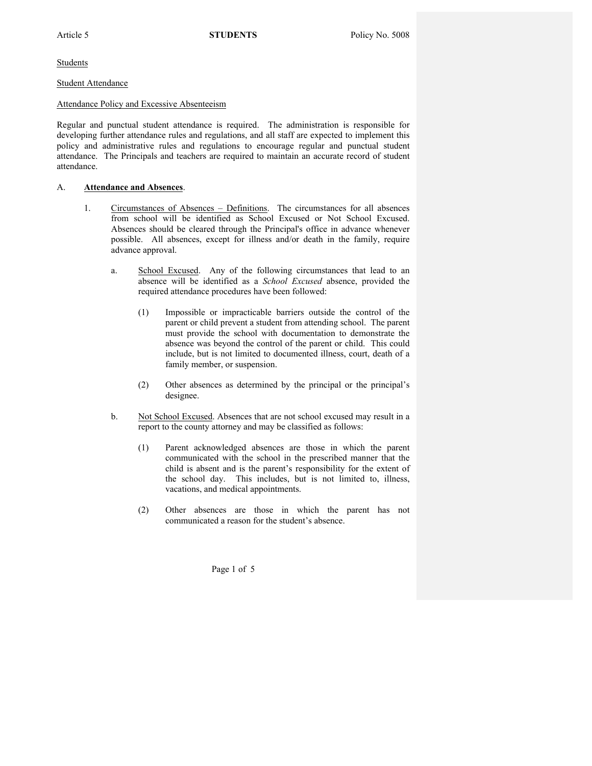Students

Student Attendance

Attendance Policy and Excessive Absenteeism

Regular and punctual student attendance is required. The administration is responsible for developing further attendance rules and regulations, and all staff are expected to implement this policy and administrative rules and regulations to encourage regular and punctual student attendance. The Principals and teachers are required to maintain an accurate record of student attendance.

A. **Attendance and Absences**.

1. Circumstances of Absences – Definitions. The circumstances for all absences from school will be identified as School Excused or Not School Excused. Absences should be cleared through the Principal's office in advance whenever possible. All absences, except for illness and/or death in the family, require advance approval.

   a. School Excused. Any of the following circumstances that lead to an absence will be identified as a *School Excused* absence, provided the required attendance procedures have been followed:

      (1) Impossible or impracticable barriers outside the control of the parent or child prevent a student from attending school. The parent must provide the school with documentation to demonstrate the absence was beyond the control of the parent or child. This could include, but is not limited to documented illness, court, death of a family member, or suspension.

      (2) Other absences as determined by the principal or the principal's designee.

   b. Not School Excused. Absences that are not school excused may result in a report to the county attorney and may be classified as follows:

      (1) Parent acknowledged absences are those in which the parent communicated with the school in the prescribed manner that the child is absent and is the parent's responsibility for the extent of the school day. This includes, but is not limited to, illness, vacations, and medical appointments.

      (2) Other absences are those in which the parent has not communicated a reason for the student's absence.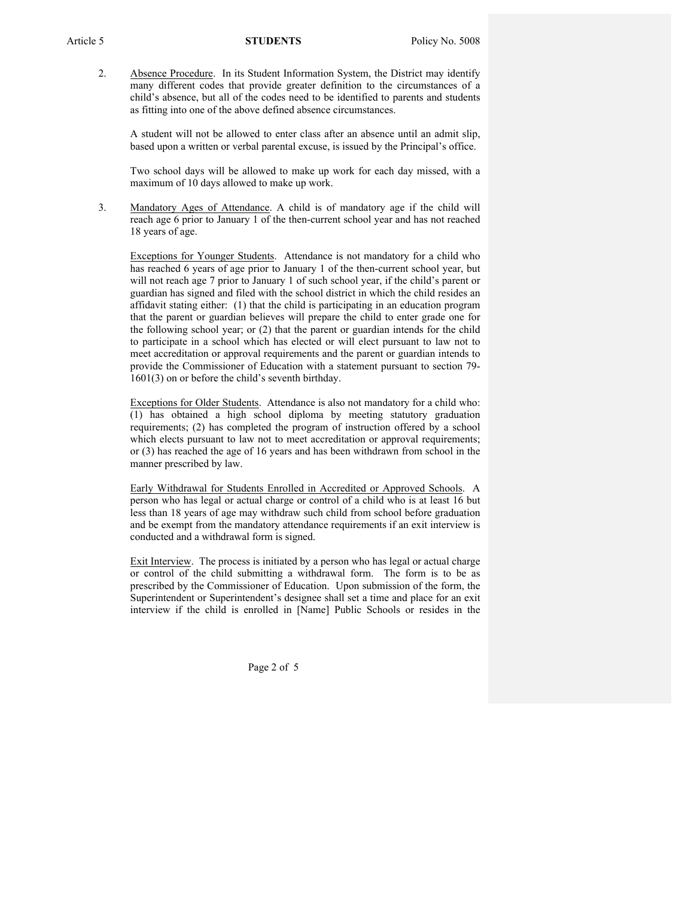2. Absence Procedure. In its Student Information System, the District may identify many different codes that provide greater definition to the circumstances of a child's absence, but all of the codes need to be identified to parents and students as fitting into one of the above defined absence circumstances.

   A student will not be allowed to enter class after an absence until an admit slip, based upon a written or verbal parental excuse, is issued by the Principal's office.

   Two school days will be allowed to make up work for each day missed, with a maximum of 10 days allowed to make up work.

3. Mandatory Ages of Attendance. A child is of mandatory age if the child will reach age 6 prior to January 1 of the then-current school year and has not reached 18 years of age.

   Exceptions for Younger Students. Attendance is not mandatory for a child who has reached 6 years of age prior to January 1 of the then-current school year, but will not reach age 7 prior to January 1 of such school year, if the child's parent or guardian has signed and filed with the school district in which the child resides an affidavit stating either: (1) that the child is participating in an education program that the parent or guardian believes will prepare the child to enter grade one for the following school year; or (2) that the parent or guardian intends for the child to participate in a school which has elected or will elect pursuant to law not to meet accreditation or approval requirements and the parent or guardian intends to provide the Commissioner of Education with a statement pursuant to section 79-1601(3) on or before the child's seventh birthday.

   Exceptions for Older Students. Attendance is also not mandatory for a child who: (1) has obtained a high school diploma by meeting statutory graduation requirements; (2) has completed the program of instruction offered by a school which elects pursuant to law not to meet accreditation or approval requirements; or (3) has reached the age of 16 years and has been withdrawn from school in the manner prescribed by law.

   Early Withdrawal for Students Enrolled in Accredited or Approved Schools. A person who has legal or actual charge or control of a child who is at least 16 but less than 18 years of age may withdraw such child from school before graduation and be exempt from the mandatory attendance requirements if an exit interview is conducted and a withdrawal form is signed.

   Exit Interview. The process is initiated by a person who has legal or actual charge or control of the child submitting a withdrawal form. The form is to be as prescribed by the Commissioner of Education. Upon submission of the form, the Superintendent or Superintendent's designee shall set a time and place for an exit interview if the child is enrolled in [Name] Public Schools or resides in the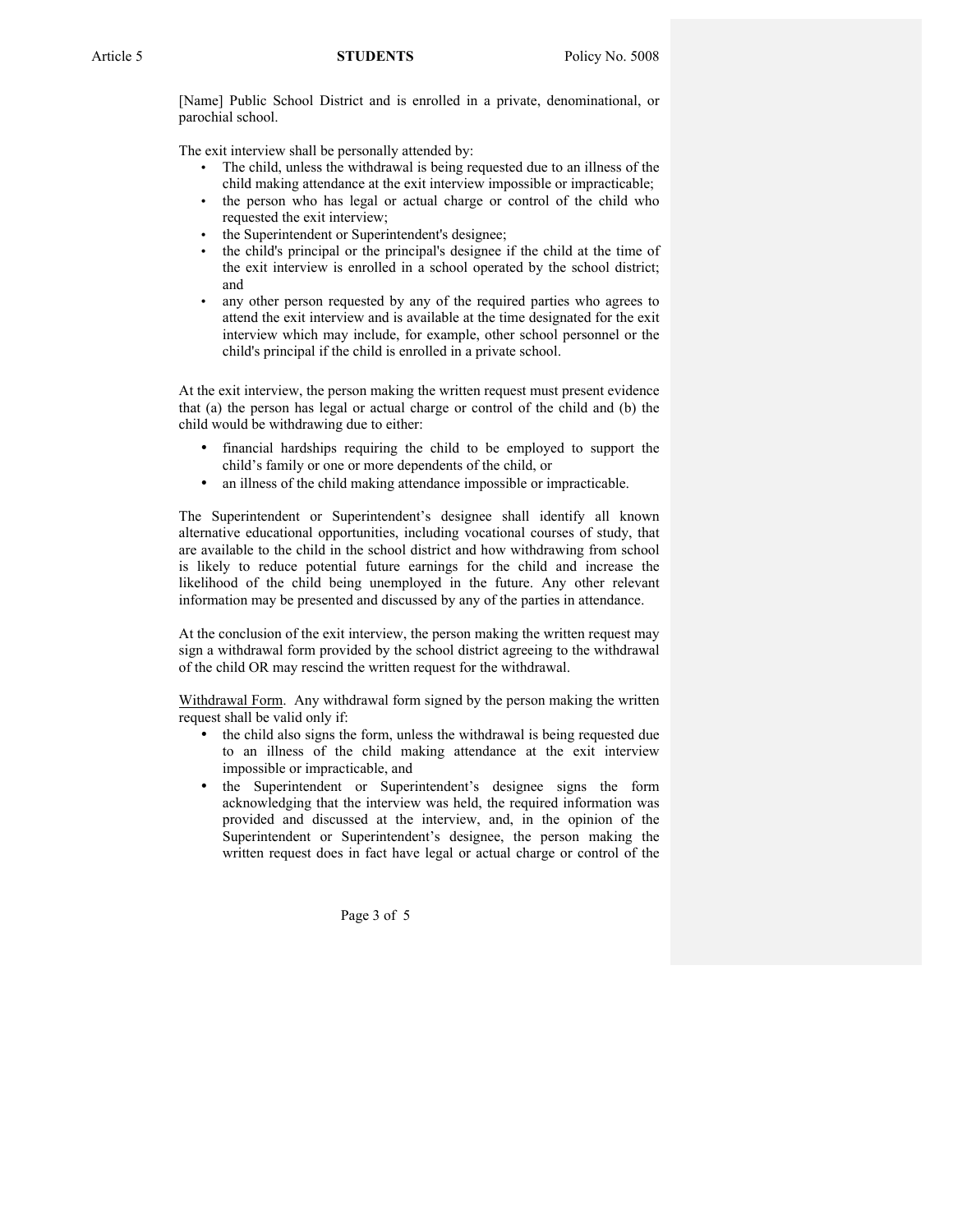[Name] Public School District and is enrolled in a private, denominational, or parochial school.

The exit interview shall be personally attended by:

- The child, unless the withdrawal is being requested due to an illness of the child making attendance at the exit interview impossible or impracticable;
- the person who has legal or actual charge or control of the child who requested the exit interview;
- the Superintendent or Superintendent's designee;
- the child's principal or the principal's designee if the child at the time of the exit interview is enrolled in a school operated by the school district; and
- any other person requested by any of the required parties who agrees to attend the exit interview and is available at the time designated for the exit interview which may include, for example, other school personnel or the child's principal if the child is enrolled in a private school.

At the exit interview, the person making the written request must present evidence that (a) the person has legal or actual charge or control of the child and (b) the child would be withdrawing due to either:

- financial hardships requiring the child to be employed to support the child's family or one or more dependents of the child, or
- an illness of the child making attendance impossible or impracticable.

The Superintendent or Superintendent's designee shall identify all known alternative educational opportunities, including vocational courses of study, that are available to the child in the school district and how withdrawing from school is likely to reduce potential future earnings for the child and increase the likelihood of the child being unemployed in the future. Any other relevant information may be presented and discussed by any of the parties in attendance.

At the conclusion of the exit interview, the person making the written request may sign a withdrawal form provided by the school district agreeing to the withdrawal of the child OR may rescind the written request for the withdrawal.

Withdrawal Form. Any withdrawal form signed by the person making the written request shall be valid only if:

- the child also signs the form, unless the withdrawal is being requested due to an illness of the child making attendance at the exit interview impossible or impracticable, and
- the Superintendent or Superintendent's designee signs the form acknowledging that the interview was held, the required information was provided and discussed at the interview, and, in the opinion of the Superintendent or Superintendent's designee, the person making the written request does in fact have legal or actual charge or control of the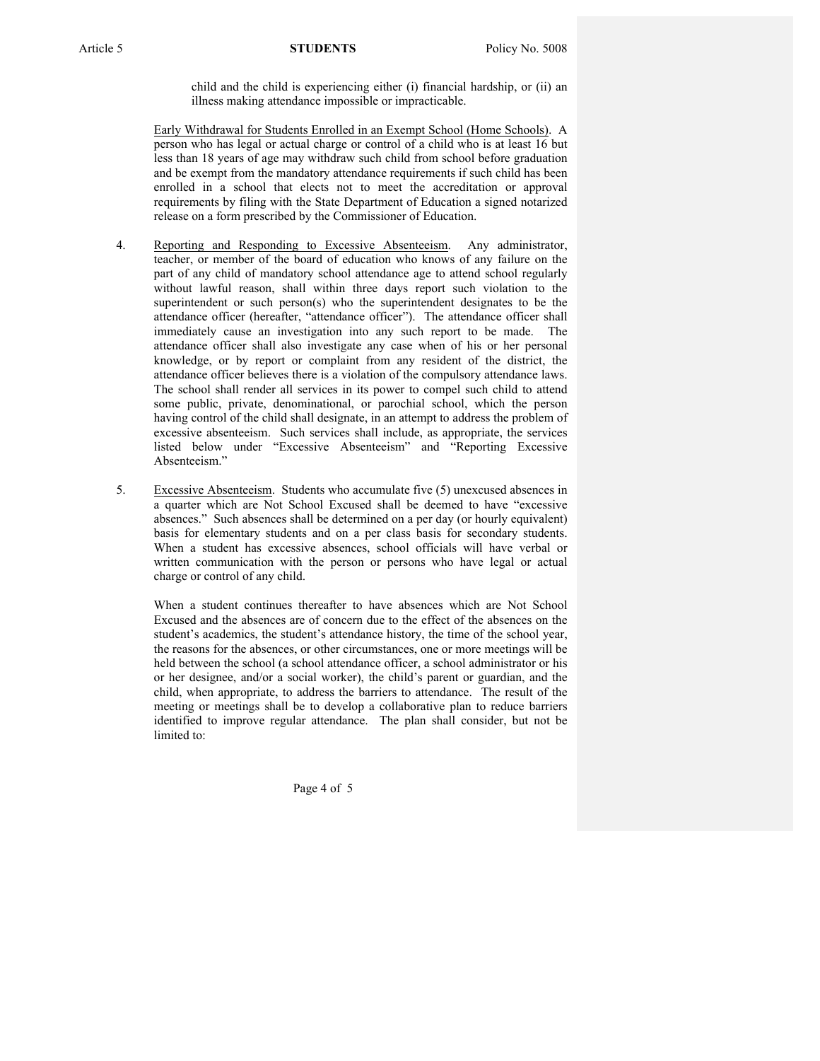child and the child is experiencing either (i) financial hardship, or (ii) an illness making attendance impossible or impracticable.

<u>Early Withdrawal for Students Enrolled in an Exempt School (Home Schools)</u>. A person who has legal or actual charge or control of a child who is at least 16 but less than 18 years of age may withdraw such child from school before graduation and be exempt from the mandatory attendance requirements if such child has been enrolled in a school that elects not to meet the accreditation or approval requirements by filing with the State Department of Education a signed notarized release on a form prescribed by the Commissioner of Education.

4. <u>Reporting and Responding to Excessive Absenteeism</u>. Any administrator, teacher, or member of the board of education who knows of any failure on the part of any child of mandatory school attendance age to attend school regularly without lawful reason, shall within three days report such violation to the superintendent or such person(s) who the superintendent designates to be the attendance officer (hereafter, "attendance officer"). The attendance officer shall immediately cause an investigation into any such report to be made. The attendance officer shall also investigate any case when of his or her personal knowledge, or by report or complaint from any resident of the district, the attendance officer believes there is a violation of the compulsory attendance laws. The school shall render all services in its power to compel such child to attend some public, private, denominational, or parochial school, which the person having control of the child shall designate, in an attempt to address the problem of excessive absenteeism. Such services shall include, as appropriate, the services listed below under "Excessive Absenteeism" and "Reporting Excessive Absenteeism."

5. <u>Excessive Absenteeism</u>. Students who accumulate five (5) unexcused absences in a quarter which are Not School Excused shall be deemed to have "excessive absences." Such absences shall be determined on a per day (or hourly equivalent) basis for elementary students and on a per class basis for secondary students. When a student has excessive absences, school officials will have verbal or written communication with the person or persons who have legal or actual charge or control of any child.

   When a student continues thereafter to have absences which are Not School Excused and the absences are of concern due to the effect of the absences on the student's academics, the student's attendance history, the time of the school year, the reasons for the absences, or other circumstances, one or more meetings will be held between the school (a school attendance officer, a school administrator or his or her designee, and/or a social worker), the child's parent or guardian, and the child, when appropriate, to address the barriers to attendance. The result of the meeting or meetings shall be to develop a collaborative plan to reduce barriers identified to improve regular attendance. The plan shall consider, but not be limited to: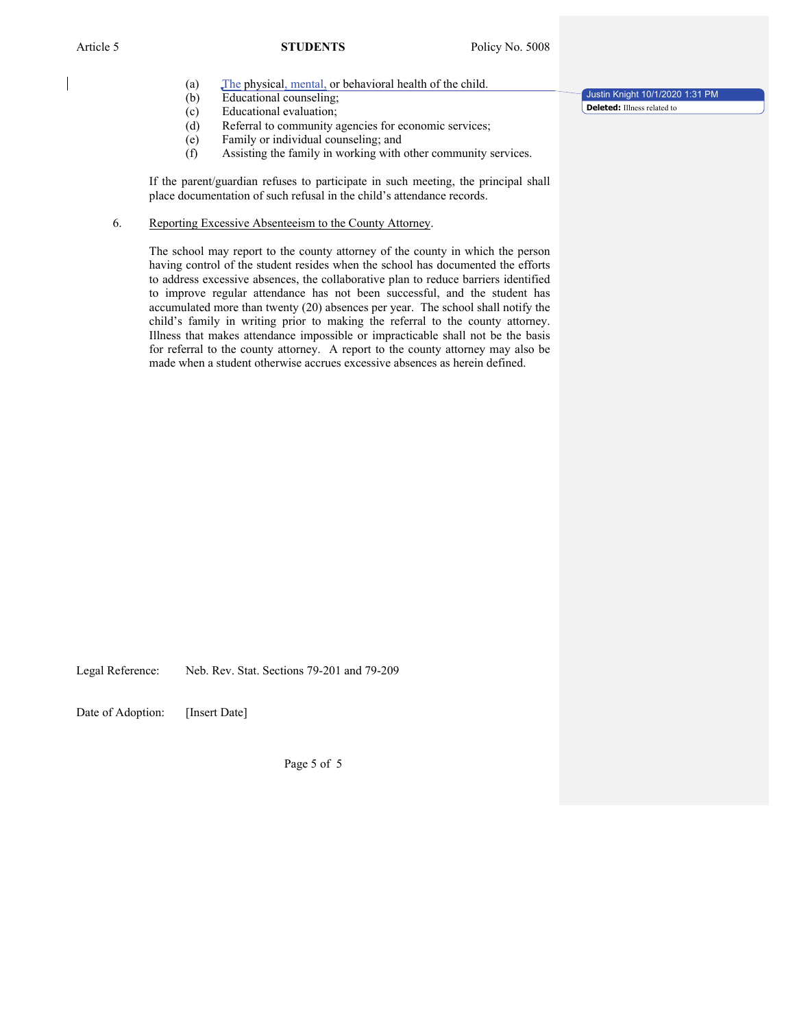(a) The physical, mental, or behavioral health of the child.
(b) Educational counseling;
(c) Educational evaluation;
(d) Referral to community agencies for economic services;
(e) Family or individual counseling; and
(f) Assisting the family in working with other community services.

If the parent/guardian refuses to participate in such meeting, the principal shall place documentation of such refusal in the child's attendance records.

6. Reporting Excessive Absenteeism to the County Attorney.

The school may report to the county attorney of the county in which the person having control of the student resides when the school has documented the efforts to address excessive absences, the collaborative plan to reduce barriers identified to improve regular attendance has not been successful, and the student has accumulated more than twenty (20) absences per year. The school shall notify the child's family in writing prior to making the referral to the county attorney. Illness that makes attendance impossible or impracticable shall not be the basis for referral to the county attorney. A report to the county attorney may also be made when a student otherwise accrues excessive absences as herein defined.

Legal Reference: Neb. Rev. Stat. Sections 79-201 and 79-209

Date of Adoption: [Insert Date]